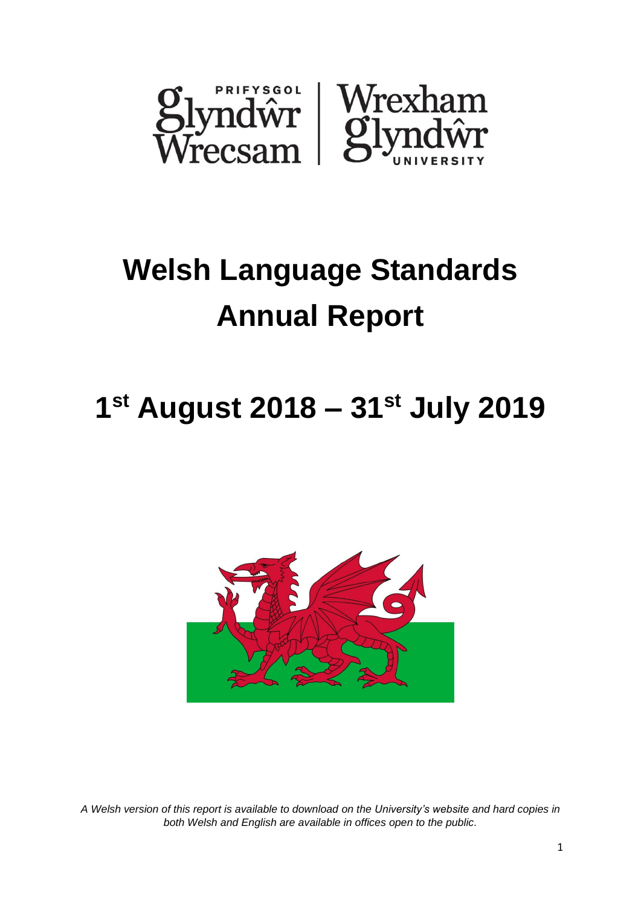# Welsh Language Standards Annual Report

## 1st August 2018 – 31st July 2019

*A Welsh version of this report is available to download on the University's website and hard copies in both Welsh and English are available in offices open to the public.*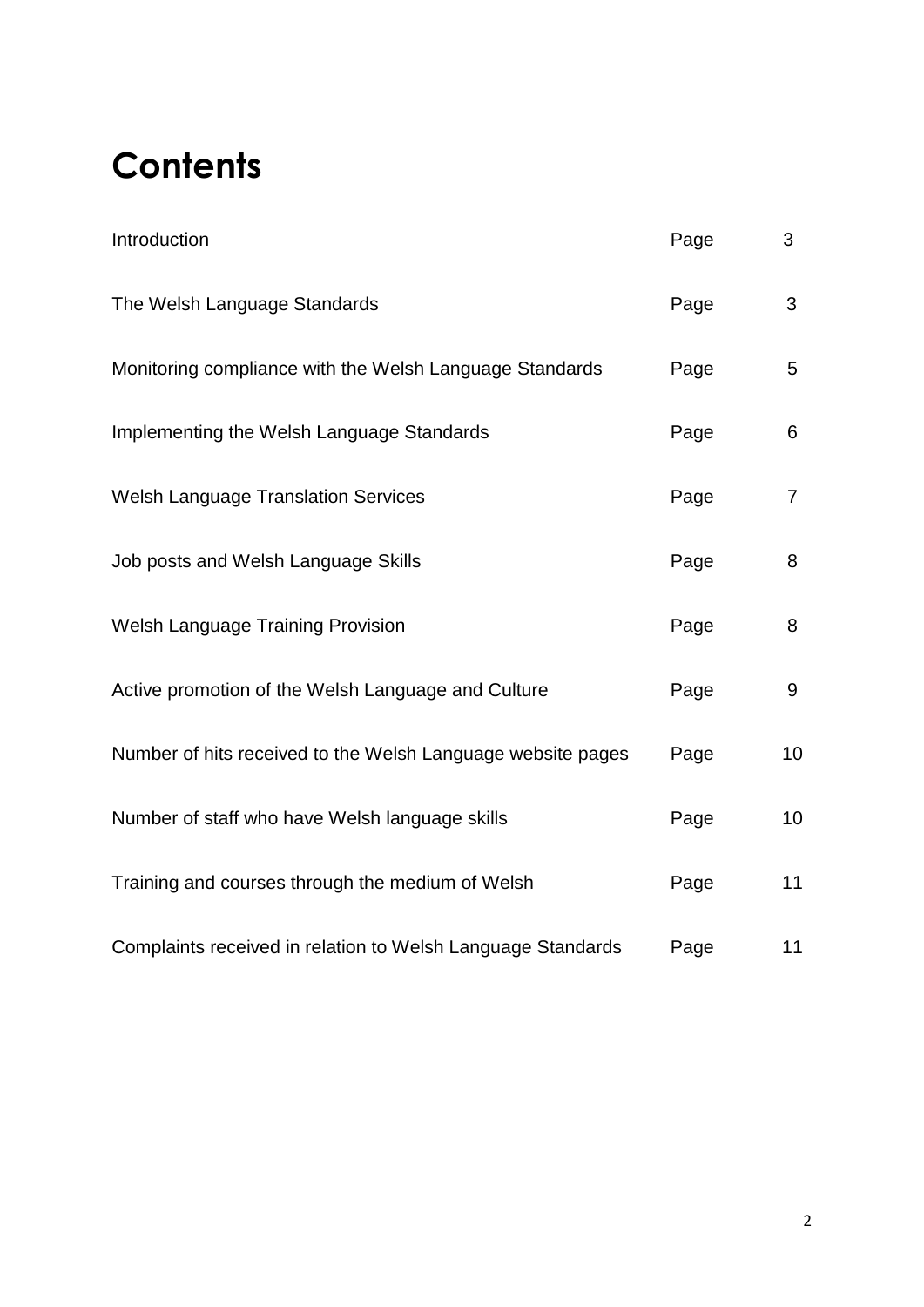# Contents

| | | |
|---|---|---|
| Introduction | Page | 3 |
| The Welsh Language Standards | Page | 3 |
| Monitoring compliance with the Welsh Language Standards | Page | 5 |
| Implementing the Welsh Language Standards | Page | 6 |
| Welsh Language Translation Services | Page | 7 |
| Job posts and Welsh Language Skills | Page | 8 |
| Welsh Language Training Provision | Page | 8 |
| Active promotion of the Welsh Language and Culture | Page | 9 |
| Number of hits received to the Welsh Language website pages | Page | 10 |
| Number of staff who have Welsh language skills | Page | 10 |
| Training and courses through the medium of Welsh | Page | 11 |
| Complaints received in relation to Welsh Language Standards | Page | 11 |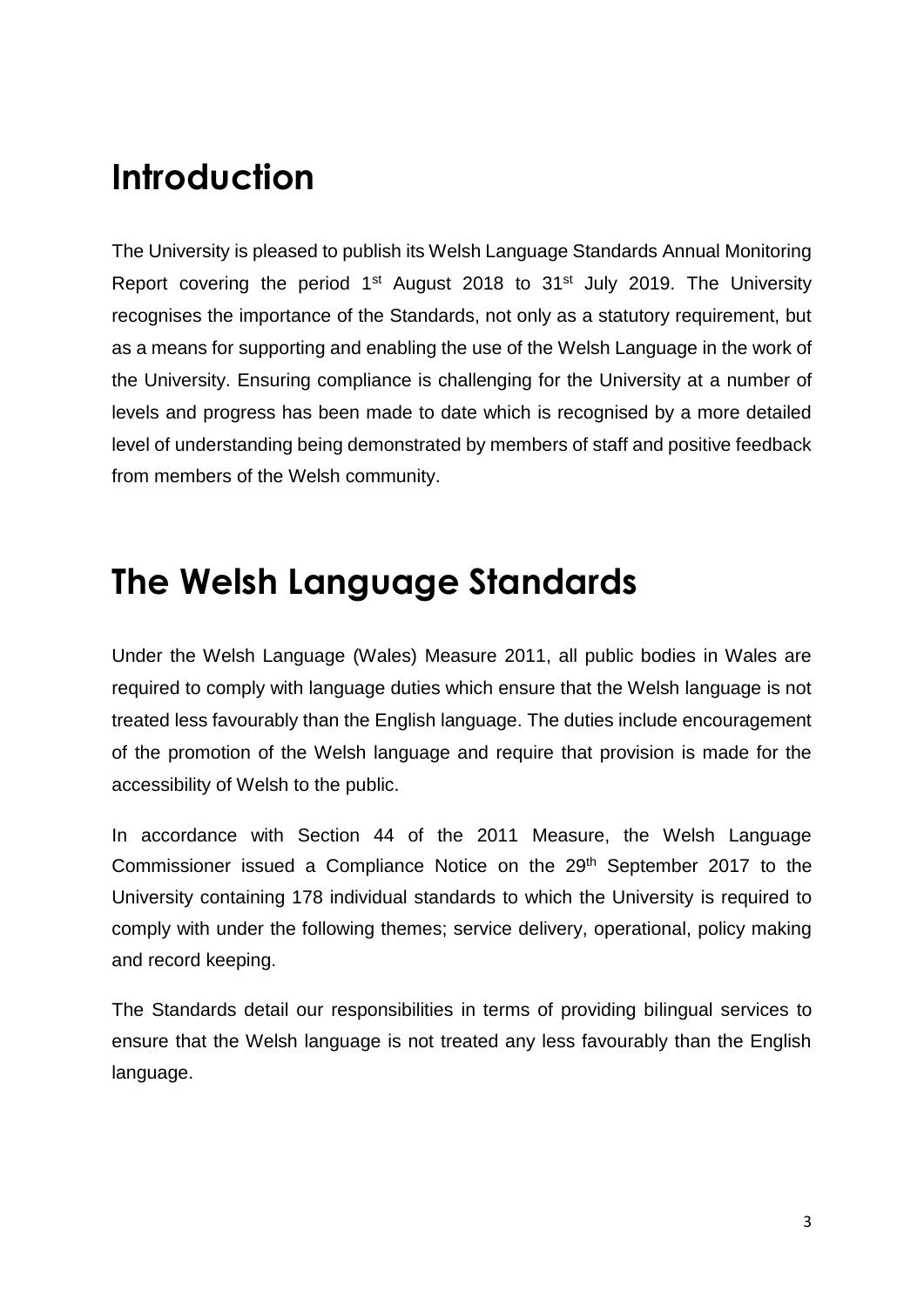# Introduction

The University is pleased to publish its Welsh Language Standards Annual Monitoring Report covering the period 1st August 2018 to 31st July 2019. The University recognises the importance of the Standards, not only as a statutory requirement, but as a means for supporting and enabling the use of the Welsh Language in the work of the University. Ensuring compliance is challenging for the University at a number of levels and progress has been made to date which is recognised by a more detailed level of understanding being demonstrated by members of staff and positive feedback from members of the Welsh community.

# The Welsh Language Standards

Under the Welsh Language (Wales) Measure 2011, all public bodies in Wales are required to comply with language duties which ensure that the Welsh language is not treated less favourably than the English language. The duties include encouragement of the promotion of the Welsh language and require that provision is made for the accessibility of Welsh to the public.

In accordance with Section 44 of the 2011 Measure, the Welsh Language Commissioner issued a Compliance Notice on the 29th September 2017 to the University containing 178 individual standards to which the University is required to comply with under the following themes; service delivery, operational, policy making and record keeping.

The Standards detail our responsibilities in terms of providing bilingual services to ensure that the Welsh language is not treated any less favourably than the English language.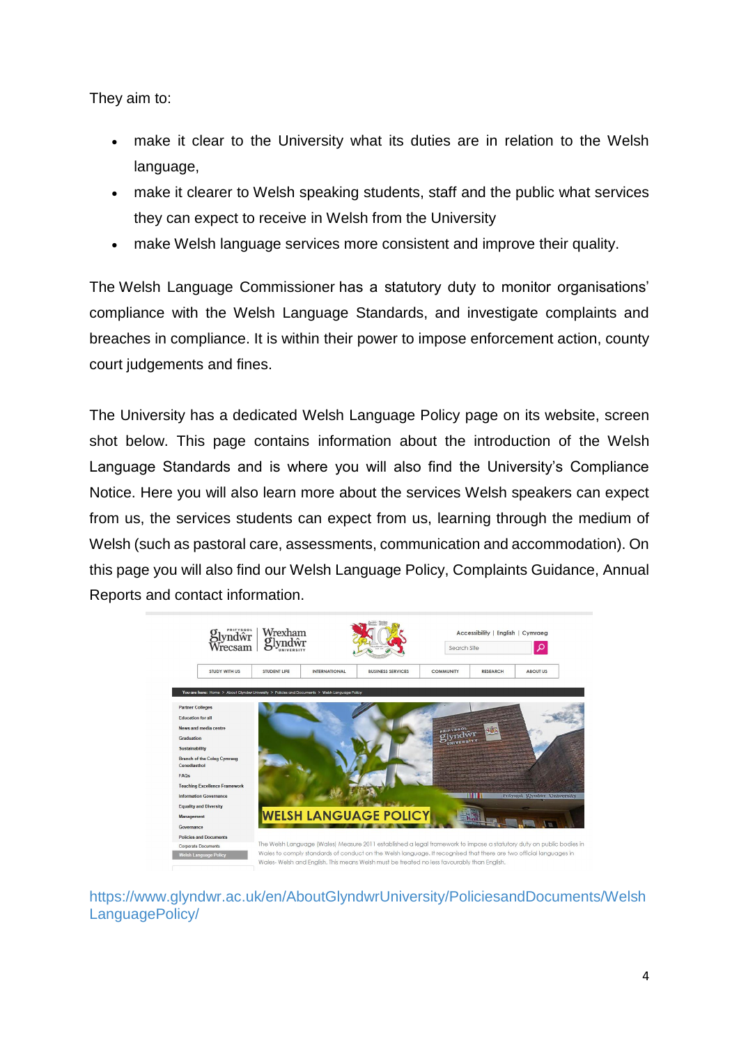They aim to:

- make it clear to the University what its duties are in relation to the Welsh language,
- make it clearer to Welsh speaking students, staff and the public what services they can expect to receive in Welsh from the University
- make Welsh language services more consistent and improve their quality.

The Welsh Language Commissioner has a statutory duty to monitor organisations' compliance with the Welsh Language Standards, and investigate complaints and breaches in compliance. It is within their power to impose enforcement action, county court judgements and fines.

The University has a dedicated Welsh Language Policy page on its website, screen shot below. This page contains information about the introduction of the Welsh Language Standards and is where you will also find the University's Compliance Notice. Here you will also learn more about the services Welsh speakers can expect from us, the services students can expect from us, learning through the medium of Welsh (such as pastoral care, assessments, communication and accommodation). On this page you will also find our Welsh Language Policy, Complaints Guidance, Annual Reports and contact information.

https://www.glyndwr.ac.uk/en/AboutGlyndwrUniversity/PoliciesandDocuments/WelshLanguagePolicy/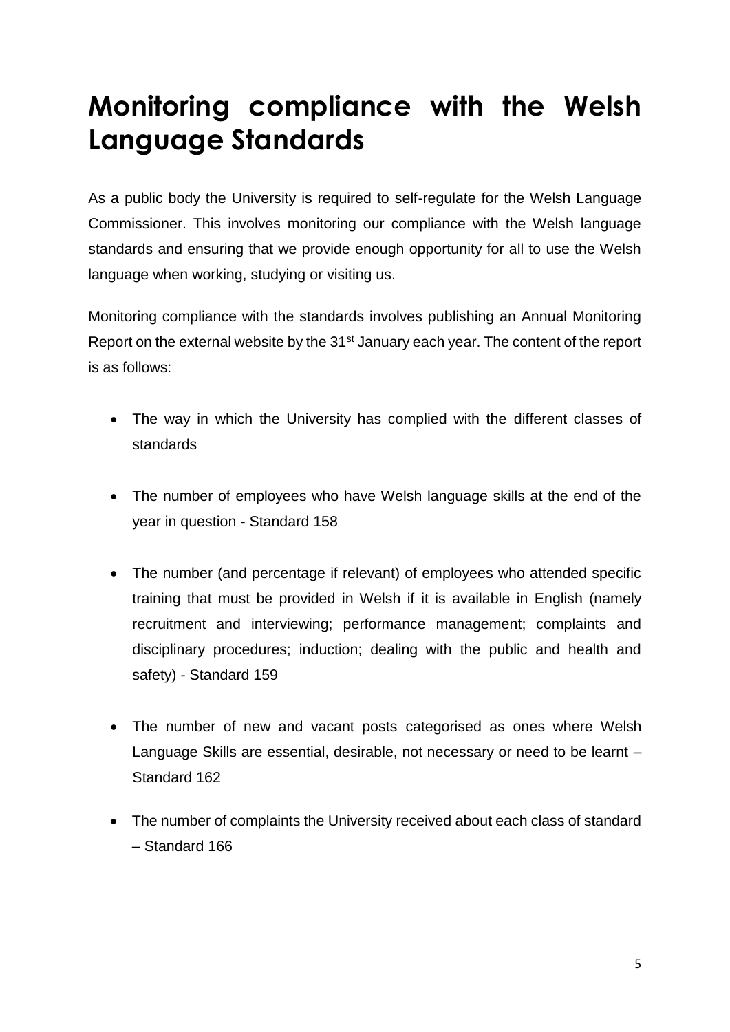# Monitoring compliance with the Welsh Language Standards

As a public body the University is required to self-regulate for the Welsh Language Commissioner. This involves monitoring our compliance with the Welsh language standards and ensuring that we provide enough opportunity for all to use the Welsh language when working, studying or visiting us.

Monitoring compliance with the standards involves publishing an Annual Monitoring Report on the external website by the 31st January each year. The content of the report is as follows:

- The way in which the University has complied with the different classes of standards
- The number of employees who have Welsh language skills at the end of the year in question - Standard 158
- The number (and percentage if relevant) of employees who attended specific training that must be provided in Welsh if it is available in English (namely recruitment and interviewing; performance management; complaints and disciplinary procedures; induction; dealing with the public and health and safety) - Standard 159
- The number of new and vacant posts categorised as ones where Welsh Language Skills are essential, desirable, not necessary or need to be learnt – Standard 162
- The number of complaints the University received about each class of standard – Standard 166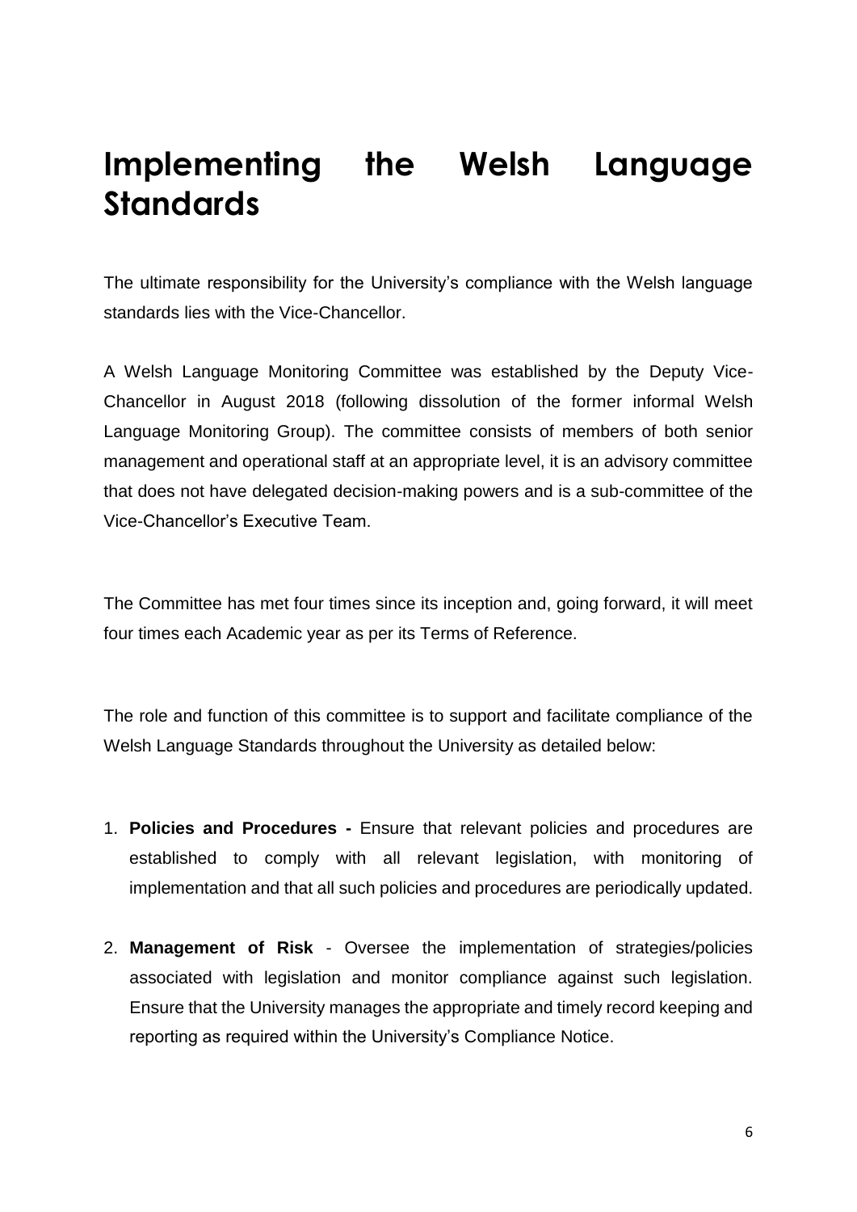# Implementing the Welsh Language Standards

The ultimate responsibility for the University's compliance with the Welsh language standards lies with the Vice-Chancellor.

A Welsh Language Monitoring Committee was established by the Deputy Vice-Chancellor in August 2018 (following dissolution of the former informal Welsh Language Monitoring Group). The committee consists of members of both senior management and operational staff at an appropriate level, it is an advisory committee that does not have delegated decision-making powers and is a sub-committee of the Vice-Chancellor's Executive Team.

The Committee has met four times since its inception and, going forward, it will meet four times each Academic year as per its Terms of Reference.

The role and function of this committee is to support and facilitate compliance of the Welsh Language Standards throughout the University as detailed below:

1. **Policies and Procedures -** Ensure that relevant policies and procedures are established to comply with all relevant legislation, with monitoring of implementation and that all such policies and procedures are periodically updated.

2. **Management of Risk** - Oversee the implementation of strategies/policies associated with legislation and monitor compliance against such legislation. Ensure that the University manages the appropriate and timely record keeping and reporting as required within the University's Compliance Notice.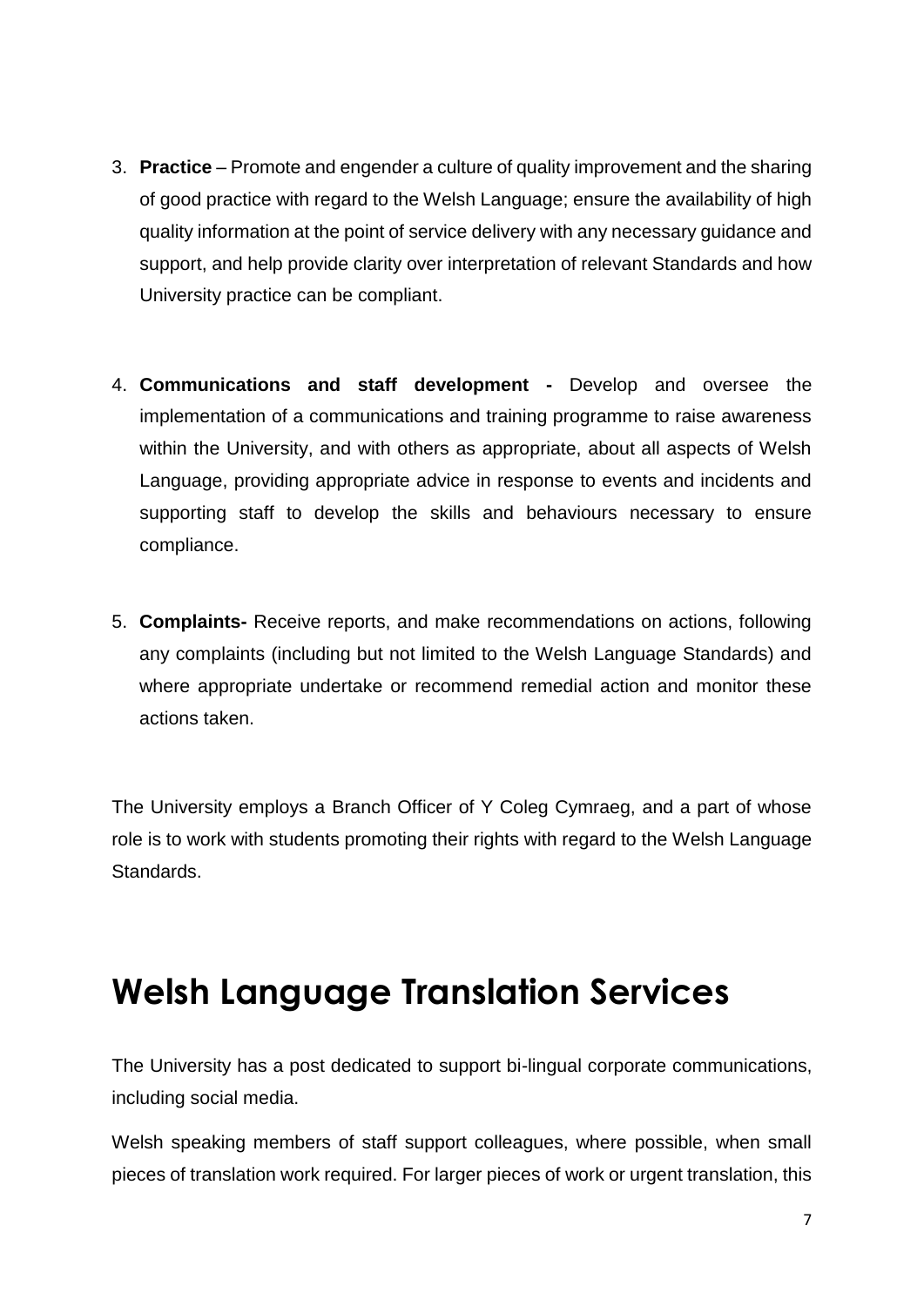3. **Practice** – Promote and engender a culture of quality improvement and the sharing of good practice with regard to the Welsh Language; ensure the availability of high quality information at the point of service delivery with any necessary guidance and support, and help provide clarity over interpretation of relevant Standards and how University practice can be compliant.

4. **Communications and staff development -** Develop and oversee the implementation of a communications and training programme to raise awareness within the University, and with others as appropriate, about all aspects of Welsh Language, providing appropriate advice in response to events and incidents and supporting staff to develop the skills and behaviours necessary to ensure compliance.

5. **Complaints-** Receive reports, and make recommendations on actions, following any complaints (including but not limited to the Welsh Language Standards) and where appropriate undertake or recommend remedial action and monitor these actions taken.

The University employs a Branch Officer of Y Coleg Cymraeg, and a part of whose role is to work with students promoting their rights with regard to the Welsh Language Standards.

# Welsh Language Translation Services

The University has a post dedicated to support bi-lingual corporate communications, including social media.

Welsh speaking members of staff support colleagues, where possible, when small pieces of translation work required. For larger pieces of work or urgent translation, this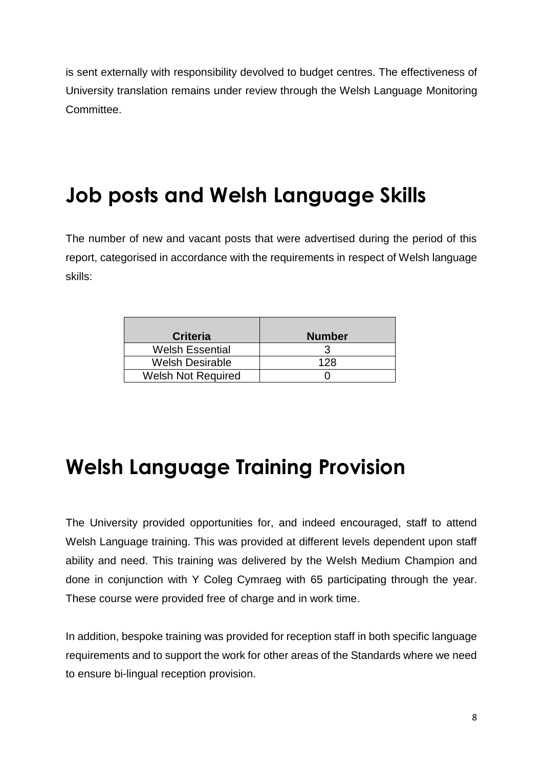is sent externally with responsibility devolved to budget centres. The effectiveness of University translation remains under review through the Welsh Language Monitoring Committee.

# Job posts and Welsh Language Skills

The number of new and vacant posts that were advertised during the period of this report, categorised in accordance with the requirements in respect of Welsh language skills:

| Criteria | Number |
|---|---|
| Welsh Essential | 3 |
| Welsh Desirable | 128 |
| Welsh Not Required | 0 |

# Welsh Language Training Provision

The University provided opportunities for, and indeed encouraged, staff to attend Welsh Language training. This was provided at different levels dependent upon staff ability and need. This training was delivered by the Welsh Medium Champion and done in conjunction with Y Coleg Cymraeg with 65 participating through the year. These course were provided free of charge and in work time.

In addition, bespoke training was provided for reception staff in both specific language requirements and to support the work for other areas of the Standards where we need to ensure bi-lingual reception provision.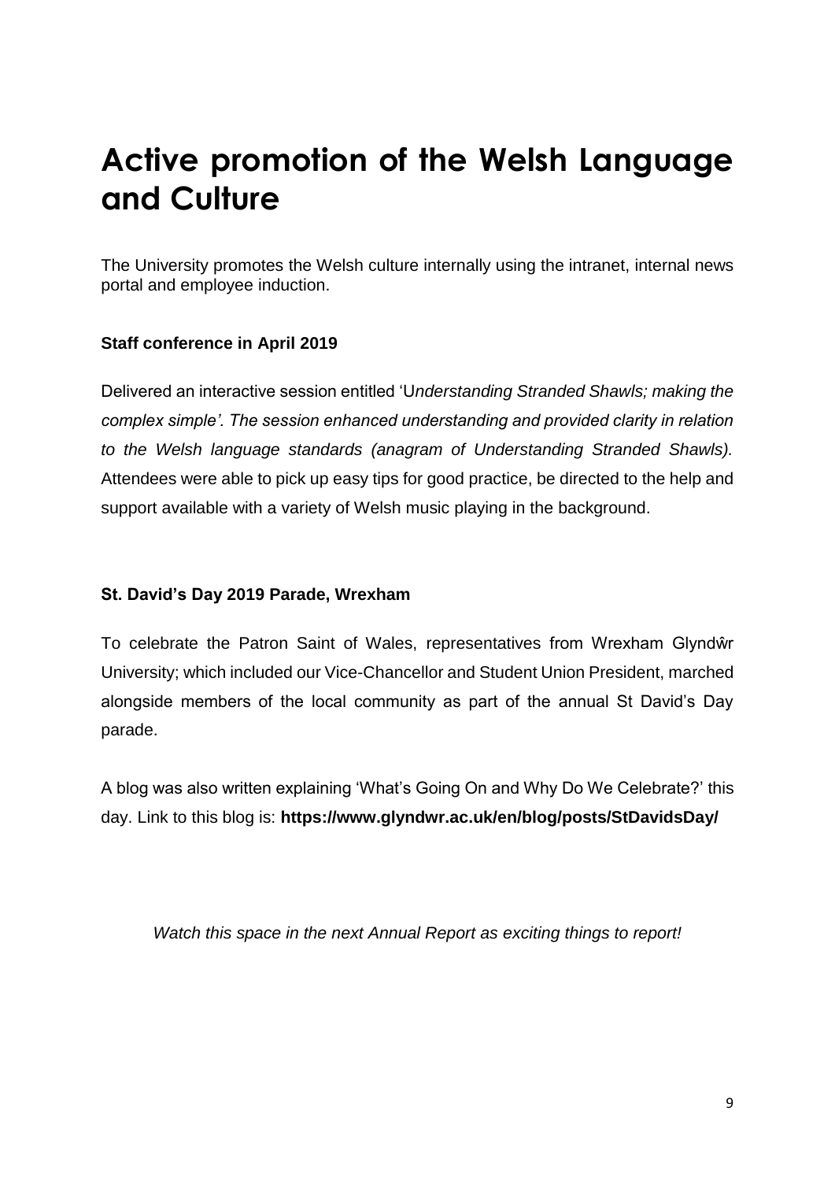# Active promotion of the Welsh Language and Culture

The University promotes the Welsh culture internally using the intranet, internal news portal and employee induction.

**Staff conference in April 2019**

Delivered an interactive session entitled 'U*nderstanding Stranded Shawls; making the complex simple'. The session enhanced understanding and provided clarity in relation to the Welsh language standards (anagram of Understanding Stranded Shawls).* Attendees were able to pick up easy tips for good practice, be directed to the help and support available with a variety of Welsh music playing in the background.

**St. David's Day 2019 Parade, Wrexham**

To celebrate the Patron Saint of Wales, representatives from Wrexham Glyndŵr University; which included our Vice-Chancellor and Student Union President, marched alongside members of the local community as part of the annual St David's Day parade.

A blog was also written explaining 'What's Going On and Why Do We Celebrate?' this day. Link to this blog is: **https://www.glyndwr.ac.uk/en/blog/posts/StDavidsDay/**

*Watch this space in the next Annual Report as exciting things to report!*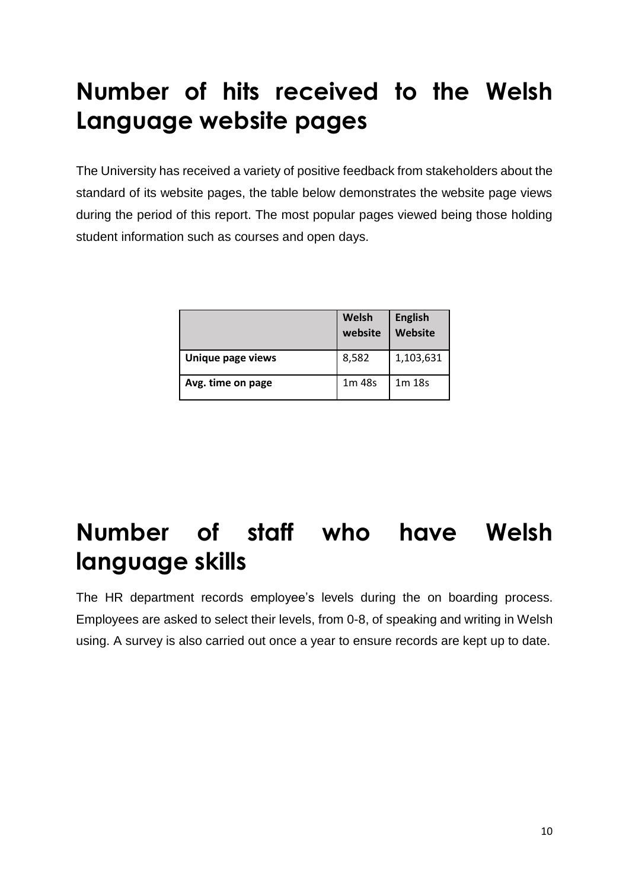# Number of hits received to the Welsh Language website pages

The University has received a variety of positive feedback from stakeholders about the standard of its website pages, the table below demonstrates the website page views during the period of this report. The most popular pages viewed being those holding student information such as courses and open days.

| | Welsh website | English Website |
|---|---|---|
| **Unique page views** | 8,582 | 1,103,631 |
| **Avg. time on page** | 1m 48s | 1m 18s |

# Number of staff who have Welsh language skills

The HR department records employee's levels during the on boarding process. Employees are asked to select their levels, from 0-8, of speaking and writing in Welsh using. A survey is also carried out once a year to ensure records are kept up to date.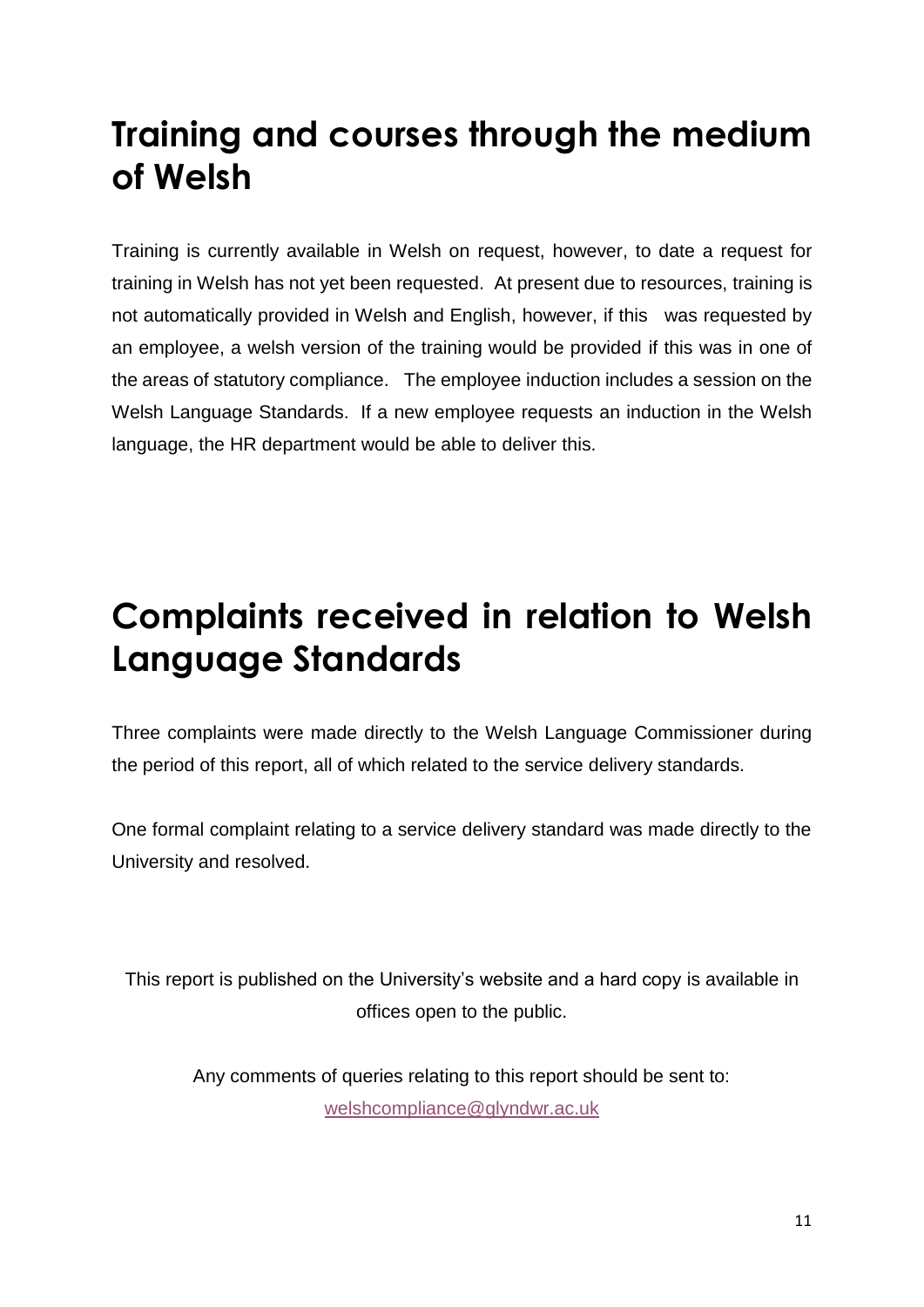# Training and courses through the medium of Welsh

Training is currently available in Welsh on request, however, to date a request for training in Welsh has not yet been requested. At present due to resources, training is not automatically provided in Welsh and English, however, if this was requested by an employee, a welsh version of the training would be provided if this was in one of the areas of statutory compliance. The employee induction includes a session on the Welsh Language Standards. If a new employee requests an induction in the Welsh language, the HR department would be able to deliver this.

# Complaints received in relation to Welsh Language Standards

Three complaints were made directly to the Welsh Language Commissioner during the period of this report, all of which related to the service delivery standards.

One formal complaint relating to a service delivery standard was made directly to the University and resolved.

This report is published on the University's website and a hard copy is available in offices open to the public.

Any comments of queries relating to this report should be sent to: welshcompliance@glyndwr.ac.uk